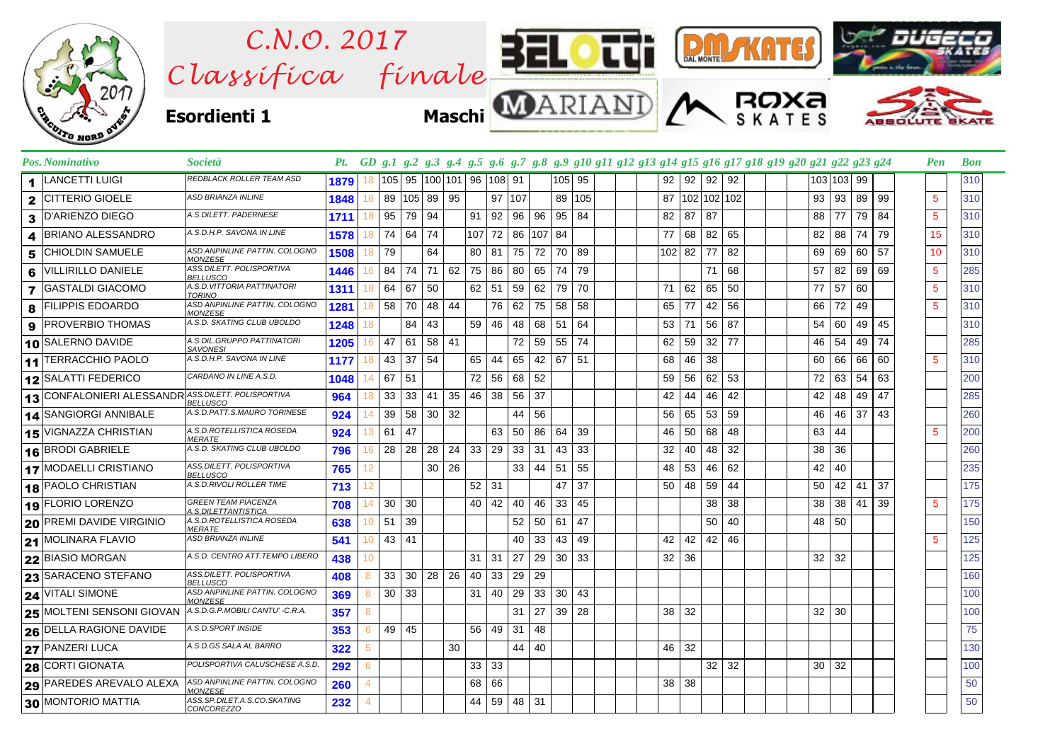# C.N.O. 2017 Classifica finale

**Esordienti 1** **Maschi**

| Pos. | Nominativo | Società | Pt. | GD | g.1 | g.2 | g.3 | g.4 | g.5 | g.6 | g.7 | g.8 | g.9 | g.10 | g.11 | g.12 | g.13 | g.14 | g.15 | g.16 | g.17 | g.18 | g.19 | g.20 | g.21 | g.22 | g.23 | g.24 | Pen | Bon |
|---|---|---|---|---|---|---|---|---|---|---|---|---|---|---|---|---|---|---|---|---|---|---|---|---|---|---|---|---|---|---|
| 1 | LANCETTI LUIGI | REDBLACK ROLLER TEAM ASD | 1879 | 18 | 105 | 95 | 100 | 101 | 96 | 108 | 91 | | 105 | 95 | | | | 92 | 92 | 92 | 92 | | | | 103 | 103 | 99 | | | 310 |
| 2 | CITTERIO GIOELE | ASD BRIANZA INLINE | 1848 | 18 | 89 | 105 | 89 | 95 | | 97 | 107 | | 89 | 105 | | | | 87 | 102 | 102 | 102 | | | | 93 | 93 | 89 | 99 | 5 | 310 |
| 3 | D'ARIENZO DIEGO | A.S.DILETT. PADERNESE | 1711 | 18 | 95 | 79 | 94 | | 91 | 92 | 96 | 96 | 95 | 84 | | | | 82 | 87 | 87 | | | | | 88 | 77 | 79 | 84 | 5 | 310 |
| 4 | BRIANO ALESSANDRO | A.S.D.H.P. SAVONA IN LINE | 1578 | 18 | 74 | 64 | 74 | | 107 | 72 | 86 | 107 | 84 | | | | | 77 | 68 | 82 | 65 | | | | 82 | 88 | 74 | 79 | 15 | 310 |
| 5 | CHIOLDIN SAMUELE | ASD ANPINLINE PATTIN. COLOGNO MONZESE | 1508 | 18 | 79 | | 64 | | 80 | 81 | 75 | 72 | 70 | 89 | | | | 102 | 82 | 77 | 82 | | | | 69 | 69 | 60 | 57 | 10 | 310 |
| 6 | VILLIRILLO DANIELE | ASS.DILETT. POLISPORTIVA BELLUSCO | 1446 | 16 | 84 | 74 | 71 | 62 | 75 | 86 | 80 | 65 | 74 | 79 | | | | | | 71 | 68 | | | | 57 | 82 | 69 | 69 | 5 | 285 |
| 7 | GASTALDI GIACOMO | A.S.D.VITTORIA PATTINATORI TORINO | 1311 | 18 | 64 | 67 | 50 | | 62 | 51 | 59 | 62 | 79 | 70 | | | | 71 | 62 | 65 | 50 | | | | 77 | 57 | 60 | | 5 | 310 |
| 8 | FILIPPIS EDOARDO | ASD ANPINLINE PATTIN. COLOGNO MONZESE | 1281 | 18 | 58 | 70 | 48 | 44 | | 76 | 62 | 75 | 58 | 58 | | | | 65 | 77 | 42 | 56 | | | | 66 | 72 | 49 | | 5 | 310 |
| 9 | PROVERBIO THOMAS | A.S.D. SKATING CLUB UBOLDO | 1248 | 18 | | 84 | 43 | | 59 | 46 | 48 | 68 | 51 | 64 | | | | 53 | 71 | 56 | 87 | | | | 54 | 60 | 49 | 45 | | 310 |
| 10 | SALERNO DAVIDE | A.S.DIL.GRUPPO PATTINATORI SAVONESI | 1205 | 16 | 47 | 61 | 58 | 41 | | | 72 | 59 | 55 | 74 | | | | 62 | 59 | 32 | 77 | | | | 46 | 54 | 49 | 74 | | 285 |
| 11 | TERRACCHIO PAOLO | A.S.D.H.P. SAVONA IN LINE | 1177 | 18 | 43 | 37 | 54 | | 65 | 44 | 65 | 42 | 67 | 51 | | | | 68 | 46 | 38 | | | | | 60 | 66 | 66 | 60 | 5 | 310 |
| 12 | SALATTI FEDERICO | CARDANO IN LINE A.S.D. | 1048 | 14 | 67 | 51 | | | 72 | 56 | 68 | 52 | | | | | | 59 | 56 | 62 | 53 | | | | 72 | 63 | 54 | 63 | | 200 |
| 13 | CONFALONIERI ALESSANDR | ASS.DILETT. POLISPORTIVA BELLUSCO | 964 | 18 | 33 | 33 | 41 | 35 | 46 | 38 | 56 | 37 | | | | | | 42 | 44 | 46 | 42 | | | | 42 | 48 | 49 | 47 | | 285 |
| 14 | SANGIORGI ANNIBALE | A.S.D.PATT.S.MAURO TORINESE | 924 | 14 | 39 | 58 | 30 | 32 | | | 44 | 56 | | | | | | 56 | 65 | 53 | 59 | | | | 46 | 46 | 37 | 43 | | 260 |
| 15 | VIGNAZZA CHRISTIAN | A.S.D.ROTELLISTICA ROSEDA MERATE | 924 | 13 | 61 | 47 | | | | 63 | 50 | 86 | 64 | 39 | | | | 46 | 50 | 68 | 48 | | | | 63 | 44 | | | 5 | 200 |
| 16 | BRODI GABRIELE | A.S.D. SKATING CLUB UBOLDO | 796 | 16 | 28 | 28 | 28 | 24 | 33 | 29 | 33 | 31 | 43 | 33 | | | | 32 | 40 | 48 | 32 | | | | 38 | 36 | | | | 260 |
| 17 | MODAELLI CRISTIANO | ASS.DILETT. POLISPORTIVA BELLUSCO | 765 | 12 | | | 30 | 26 | | | 33 | 44 | 51 | 55 | | | | 48 | 53 | 46 | 62 | | | | 42 | 40 | | | | 235 |
| 18 | PAOLO CHRISTIAN | A.S.D.RIVOLI ROLLER TIME | 713 | 12 | | | | | 52 | 31 | | | 47 | 37 | | | | 50 | 48 | 59 | 44 | | | | 50 | 42 | 41 | 37 | | 175 |
| 19 | FLORIO LORENZO | GREEN TEAM PIACENZA A.S.DILETTANTISTICA | 708 | 14 | 30 | 30 | | | 40 | 42 | 40 | 46 | 33 | 45 | | | | | | 38 | 38 | | | | 38 | 38 | 41 | 39 | 5 | 175 |
| 20 | PREMI DAVIDE VIRGINIO | A.S.D.ROTELLISTICA ROSEDA MERATE | 638 | 10 | 51 | 39 | | | | | 52 | 50 | 61 | 47 | | | | | | 50 | 40 | | | | 48 | 50 | | | | 150 |
| 21 | MOLINARA FLAVIO | ASD BRIANZA INLINE | 541 | 10 | 43 | 41 | | | | | 40 | 33 | 43 | 49 | | | | 42 | 42 | 42 | 46 | | | | | | | | 5 | 125 |
| 22 | BIASIO MORGAN | A.S.D. CENTRO ATT.TEMPO LIBERO | 438 | 10 | | | | | 31 | 31 | 27 | 29 | 30 | 33 | | | | 32 | 36 | | | | | | 32 | 32 | | | | 125 |
| 23 | SARACENO STEFANO | ASS.DILETT. POLISPORTIVA BELLUSCO | 408 | 8 | 33 | 30 | 28 | 26 | 40 | 33 | 29 | 29 | | | | | | | | | | | | | | | | | | 160 |
| 24 | VITALI SIMONE | ASD ANPINLINE PATTIN. COLOGNO MONZESE | 369 | 8 | 30 | 33 | | | 31 | 40 | 29 | 33 | 30 | 43 | | | | | | | | | | | | | | | | 100 |
| 25 | MOLTENI SENSONI GIOVAN | A.S.D.G.P.MOBILI CANTU' -C.R.A. | 357 | 8 | | | | | | | 31 | 27 | 39 | 28 | | | | 38 | 32 | | | | | | 32 | 30 | | | | 100 |
| 26 | DELLA RAGIONE DAVIDE | A.S.D.SPORT INSIDE | 353 | 6 | 49 | 45 | | | 56 | 49 | 31 | 48 | | | | | | | | | | | | | | | | | | 75 |
| 27 | PANZERI LUCA | A.S.D.GS SALA AL BARRO | 322 | 5 | | | | 30 | | | 44 | 40 | | | | | | 46 | 32 | | | | | | | | | | | 130 |
| 28 | CORTI GIONATA | POLISPORTIVA CALUSCHESE A.S.D. | 292 | 6 | | | | | 33 | 33 | | | | | | | | | | 32 | 32 | | | | 30 | 32 | | | | 100 |
| 29 | PAREDES AREVALO ALEXA | ASD ANPINLINE PATTIN. COLOGNO MONZESE | 260 | 4 | | | | | 68 | 66 | | | | | | | | 38 | 38 | | | | | | | | | | | 50 |
| 30 | MONTORIO MATTIA | ASS.SP.DILET.A.S.CO.SKATING CONCOREZZO | 232 | 4 | | | | | 44 | 59 | 48 | 31 | | | | | | | | | | | | | | | | | | 50 |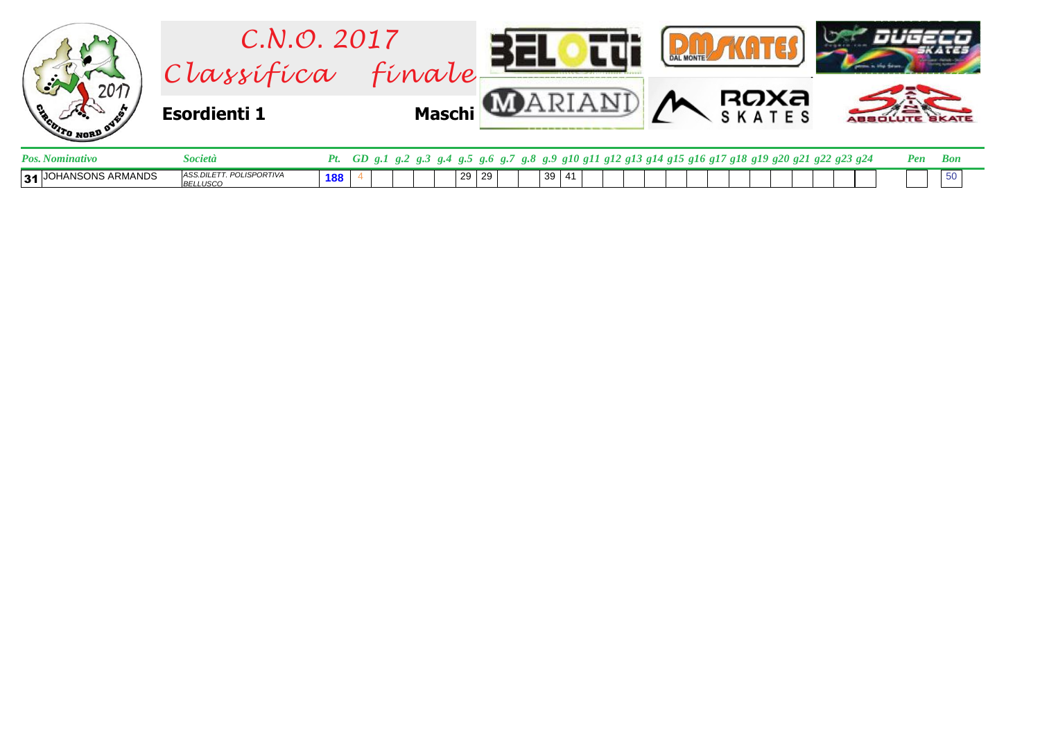# C.N.O. 2017 Classifica finale

**Esordienti 1** **Maschi**

| Pos. | Nominativo | Società | Pt. | GD | g.1 | g.2 | g.3 | g.4 | g.5 | g.6 | g.7 | g.8 | g.9 | g.10 | g.11 | g.12 | g.13 | g.14 | g.15 | g.16 | g.17 | g.18 | g.19 | g.20 | g.21 | g.22 | g.23 | g.24 | Pen | Bon |
|---|---|---|---|---|---|---|---|---|---|---|---|---|---|---|---|---|---|---|---|---|---|---|---|---|---|---|---|---|---|---|
| 31 | JOHANSONS ARMANDS | ASS.DILETT. POLISPORTIVA BELLUSCO | 188 | 4 | | | | | 29 | 29 | | | 39 | 41 | | | | | | | | | | | | | | | | 50 |